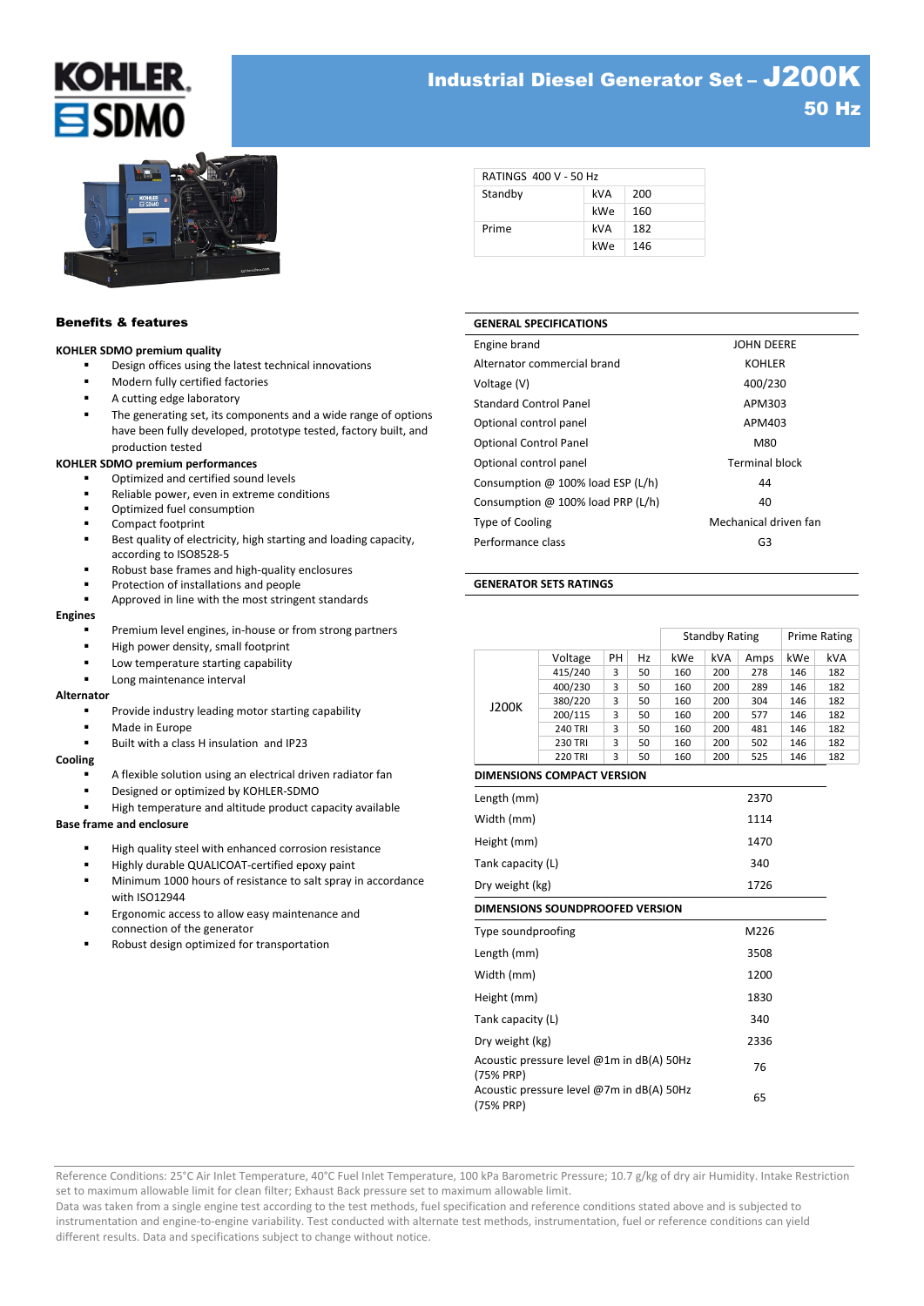# Industrial Diesel Generator Set – J200K

## 50 Hz

| RATINGS 400 V - 50 Hz | | |
|---|---|---|
| Standby | kVA | 200 |
| | kWe | 160 |
| Prime | kVA | 182 |
| | kWe | 146 |

## Benefits & features

**KOHLER SDMO premium quality**

- Design offices using the latest technical innovations
- Modern fully certified factories
- A cutting edge laboratory
- The generating set, its components and a wide range of options have been fully developed, prototype tested, factory built, and production tested

**KOHLER SDMO premium performances**

- Optimized and certified sound levels
- Reliable power, even in extreme conditions
- Optimized fuel consumption
- Compact footprint
- Best quality of electricity, high starting and loading capacity, according to ISO8528-5
- Robust base frames and high-quality enclosures
- Protection of installations and people
- Approved in line with the most stringent standards

**Engines**

- Premium level engines, in-house or from strong partners
- High power density, small footprint
- Low temperature starting capability
- Long maintenance interval

**Alternator**

- Provide industry leading motor starting capability
- Made in Europe
- Built with a class H insulation and IP23

**Cooling**

- A flexible solution using an electrical driven radiator fan
- Designed or optimized by KOHLER-SDMO
- High temperature and altitude product capacity available

**Base frame and enclosure**

- High quality steel with enhanced corrosion resistance
- Highly durable QUALICOAT-certified epoxy paint
- Minimum 1000 hours of resistance to salt spray in accordance with ISO12944
- Ergonomic access to allow easy maintenance and connection of the generator
- Robust design optimized for transportation

## GENERAL SPECIFICATIONS

| | |
|---|---|
| Engine brand | JOHN DEERE |
| Alternator commercial brand | KOHLER |
| Voltage (V) | 400/230 |
| Standard Control Panel | APM303 |
| Optional control panel | APM403 |
| Optional Control Panel | M80 |
| Optional control panel | Terminal block |
| Consumption @ 100% load ESP (L/h) | 44 |
| Consumption @ 100% load PRP (L/h) | 40 |
| Type of Cooling | Mechanical driven fan |
| Performance class | G3 |

## GENERATOR SETS RATINGS

| | | | | Standby Rating | | | Prime Rating | |
|---|---|---|---|---|---|---|---|---|
| | Voltage | PH | Hz | kWe | kVA | Amps | kWe | kVA |
| J200K | 415/240 | 3 | 50 | 160 | 200 | 278 | 146 | 182 |
| | 400/230 | 3 | 50 | 160 | 200 | 289 | 146 | 182 |
| | 380/220 | 3 | 50 | 160 | 200 | 304 | 146 | 182 |
| | 200/115 | 3 | 50 | 160 | 200 | 577 | 146 | 182 |
| | 240 TRI | 3 | 50 | 160 | 200 | 481 | 146 | 182 |
| | 230 TRI | 3 | 50 | 160 | 200 | 502 | 146 | 182 |
| | 220 TRI | 3 | 50 | 160 | 200 | 525 | 146 | 182 |

## DIMENSIONS COMPACT VERSION

| | |
|---|---|
| Length (mm) | 2370 |
| Width (mm) | 1114 |
| Height (mm) | 1470 |
| Tank capacity (L) | 340 |
| Dry weight (kg) | 1726 |

## DIMENSIONS SOUNDPROOFED VERSION

| | |
|---|---|
| Type soundproofing | M226 |
| Length (mm) | 3508 |
| Width (mm) | 1200 |
| Height (mm) | 1830 |
| Tank capacity (L) | 340 |
| Dry weight (kg) | 2336 |
| Acoustic pressure level @1m in dB(A) 50Hz (75% PRP) | 76 |
| Acoustic pressure level @7m in dB(A) 50Hz (75% PRP) | 65 |

Reference Conditions: 25°C Air Inlet Temperature, 40°C Fuel Inlet Temperature, 100 kPa Barometric Pressure; 10.7 g/kg of dry air Humidity. Intake Restriction set to maximum allowable limit for clean filter; Exhaust Back pressure set to maximum allowable limit.
Data was taken from a single engine test according to the test methods, fuel specification and reference conditions stated above and is subjected to instrumentation and engine-to-engine variability. Test conducted with alternate test methods, instrumentation, fuel or reference conditions can yield different results. Data and specifications subject to change without notice.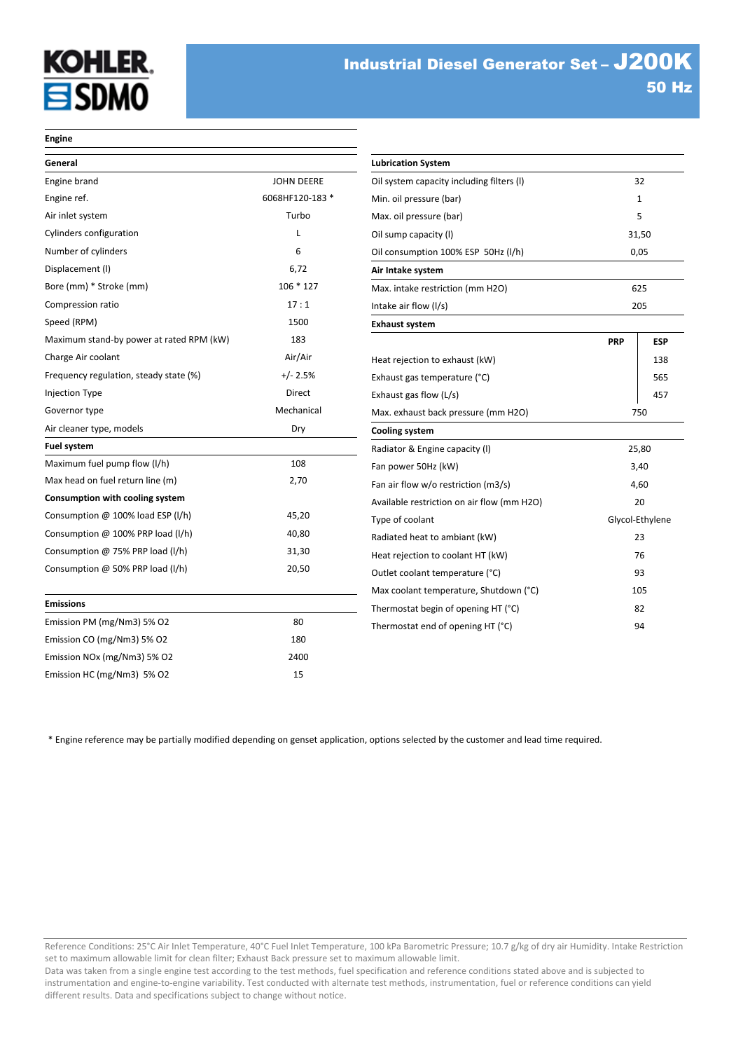# Industrial Diesel Generator Set – J200K

## 50 Hz

### Engine

| General | |
|---|---|
| Engine brand | JOHN DEERE |
| Engine ref. | 6068HF120-183 * |
| Air inlet system | Turbo |
| Cylinders configuration | L |
| Number of cylinders | 6 |
| Displacement (l) | 6,72 |
| Bore (mm) * Stroke (mm) | 106 * 127 |
| Compression ratio | 17 : 1 |
| Speed (RPM) | 1500 |
| Maximum stand-by power at rated RPM (kW) | 183 |
| Charge Air coolant | Air/Air |
| Frequency regulation, steady state (%) | +/- 2.5% |
| Injection Type | Direct |
| Governor type | Mechanical |
| Air cleaner type, models | Dry |

| Fuel system | |
|---|---|
| Maximum fuel pump flow (l/h) | 108 |
| Max head on fuel return line (m) | 2,70 |
| **Consumption with cooling system** | |
| Consumption @ 100% load ESP (l/h) | 45,20 |
| Consumption @ 100% PRP load (l/h) | 40,80 |
| Consumption @ 75% PRP load (l/h) | 31,30 |
| Consumption @ 50% PRP load (l/h) | 20,50 |

| Emissions | |
|---|---|
| Emission PM (mg/Nm3) 5% O2 | 80 |
| Emission CO (mg/Nm3) 5% O2 | 180 |
| Emission NOx (mg/Nm3) 5% O2 | 2400 |
| Emission HC (mg/Nm3) 5% O2 | 15 |

| Lubrication System | |
|---|---|
| Oil system capacity including filters (l) | 32 |
| Min. oil pressure (bar) | 1 |
| Max. oil pressure (bar) | 5 |
| Oil sump capacity (l) | 31,50 |
| Oil consumption 100% ESP 50Hz (l/h) | 0,05 |

| Air Intake system | |
|---|---|
| Max. intake restriction (mm H2O) | 625 |
| Intake air flow (l/s) | 205 |

| Exhaust system | PRP | ESP |
|---|---|---|
| Heat rejection to exhaust (kW) | | 138 |
| Exhaust gas temperature (°C) | | 565 |
| Exhaust gas flow (L/s) | | 457 |
| Max. exhaust back pressure (mm H2O) | 750 | |

| Cooling system | |
|---|---|
| Radiator & Engine capacity (l) | 25,80 |
| Fan power 50Hz (kW) | 3,40 |
| Fan air flow w/o restriction (m3/s) | 4,60 |
| Available restriction on air flow (mm H2O) | 20 |
| Type of coolant | Glycol-Ethylene |
| Radiated heat to ambiant (kW) | 23 |
| Heat rejection to coolant HT (kW) | 76 |
| Outlet coolant temperature (°C) | 93 |
| Max coolant temperature, Shutdown (°C) | 105 |
| Thermostat begin of opening HT (°C) | 82 |
| Thermostat end of opening HT (°C) | 94 |

* Engine reference may be partially modified depending on genset application, options selected by the customer and lead time required.

Reference Conditions: 25°C Air Inlet Temperature, 40°C Fuel Inlet Temperature, 100 kPa Barometric Pressure; 10.7 g/kg of dry air Humidity. Intake Restriction set to maximum allowable limit for clean filter; Exhaust Back pressure set to maximum allowable limit.
Data was taken from a single engine test according to the test methods, fuel specification and reference conditions stated above and is subjected to instrumentation and engine-to-engine variability. Test conducted with alternate test methods, instrumentation, fuel or reference conditions can yield different results. Data and specifications subject to change without notice.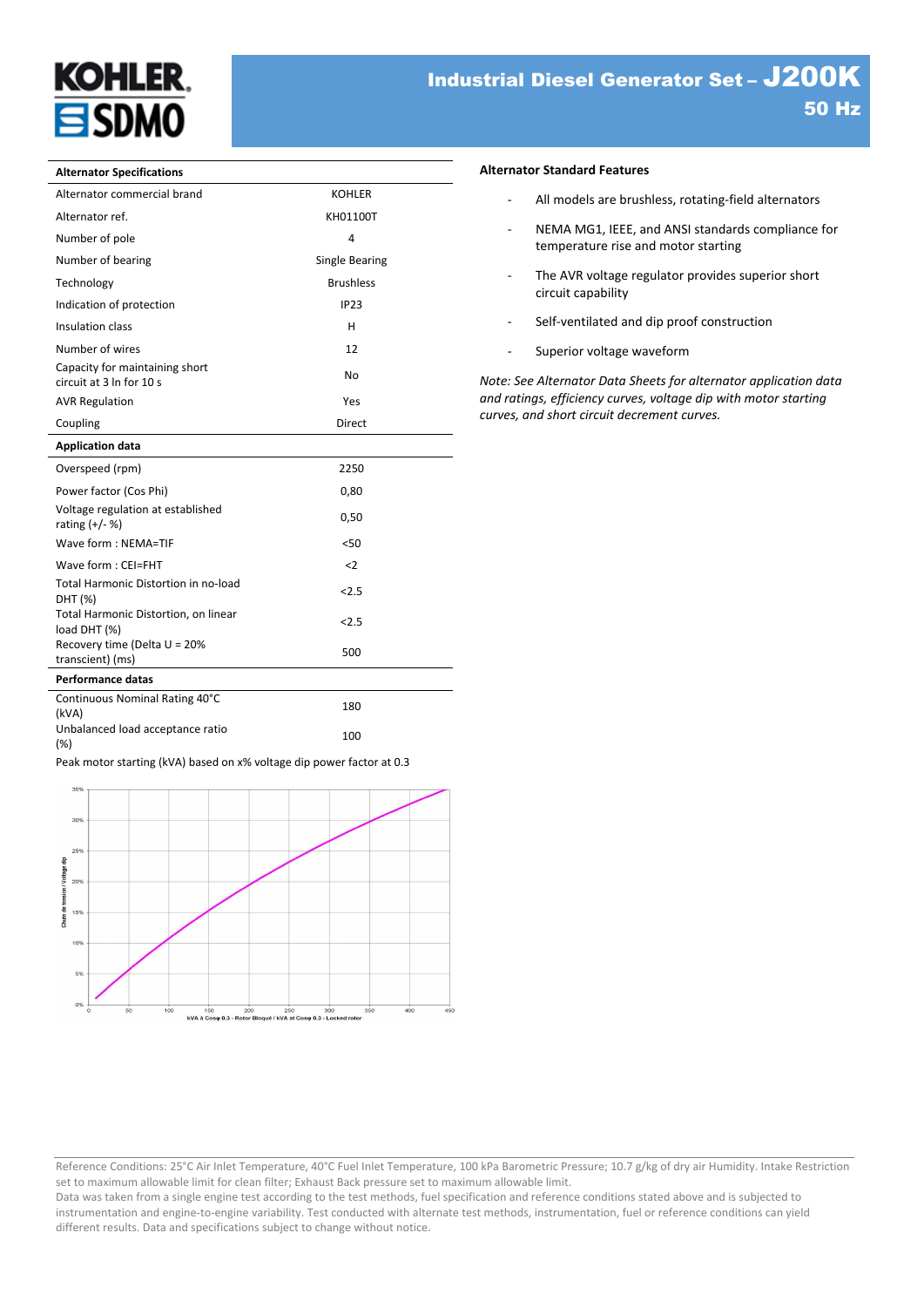# Industrial Diesel Generator Set – J200K

## 50 Hz

| Alternator Specifications | |
|---|---|
| Alternator commercial brand | KOHLER |
| Alternator ref. | KH01100T |
| Number of pole | 4 |
| Number of bearing | Single Bearing |
| Technology | Brushless |
| Indication of protection | IP23 |
| Insulation class | H |
| Number of wires | 12 |
| Capacity for maintaining short circuit at 3 In for 10 s | No |
| AVR Regulation | Yes |
| Coupling | Direct |
| **Application data** | |
| Overspeed (rpm) | 2250 |
| Power factor (Cos Phi) | 0,80 |
| Voltage regulation at established rating (+/- %) | 0,50 |
| Wave form : NEMA=TIF | <50 |
| Wave form : CEI=FHT | <2 |
| Total Harmonic Distortion in no-load DHT (%) | <2.5 |
| Total Harmonic Distortion, on linear load DHT (%) | <2.5 |
| Recovery time (Delta U = 20% transcient) (ms) | 500 |
| **Performance datas** | |
| Continuous Nominal Rating 40°C (kVA) | 180 |
| Unbalanced load acceptance ratio (%) | 100 |

Peak motor starting (kVA) based on x% voltage dip power factor at 0.3

### Alternator Standard Features

- All models are brushless, rotating-field alternators
- NEMA MG1, IEEE, and ANSI standards compliance for temperature rise and motor starting
- The AVR voltage regulator provides superior short circuit capability
- Self-ventilated and dip proof construction
- Superior voltage waveform

*Note: See Alternator Data Sheets for alternator application data and ratings, efficiency curves, voltage dip with motor starting curves, and short circuit decrement curves.*

Reference Conditions: 25°C Air Inlet Temperature, 40°C Fuel Inlet Temperature, 100 kPa Barometric Pressure; 10.7 g/kg of dry air Humidity. Intake Restriction set to maximum allowable limit for clean filter; Exhaust Back pressure set to maximum allowable limit.
Data was taken from a single engine test according to the test methods, fuel specification and reference conditions stated above and is subjected to instrumentation and engine-to-engine variability. Test conducted with alternate test methods, instrumentation, fuel or reference conditions can yield different results. Data and specifications subject to change without notice.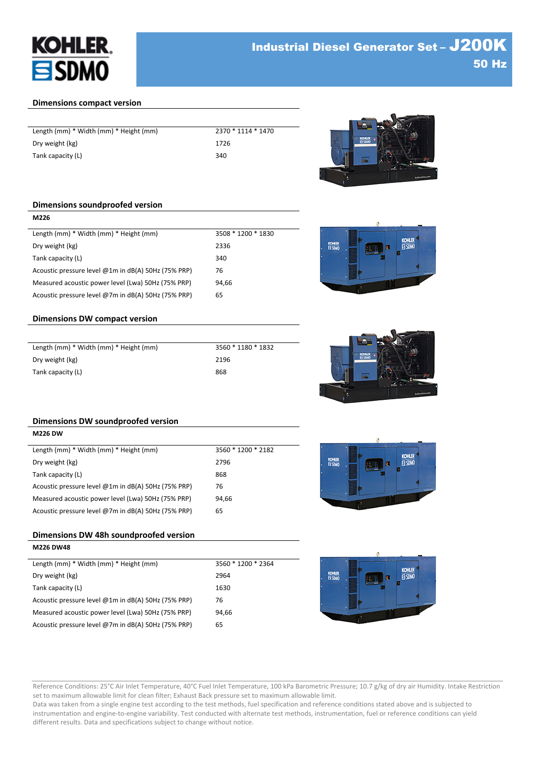# Industrial Diesel Generator Set – J200K

**50 Hz**

## Dimensions compact version

| | |
|---|---|
| Length (mm) * Width (mm) * Height (mm) | 2370 * 1114 * 1470 |
| Dry weight (kg) | 1726 |
| Tank capacity (L) | 340 |

## Dimensions soundproofed version

**M226**

| | |
|---|---|
| Length (mm) * Width (mm) * Height (mm) | 3508 * 1200 * 1830 |
| Dry weight (kg) | 2336 |
| Tank capacity (L) | 340 |
| Acoustic pressure level @1m in dB(A) 50Hz (75% PRP) | 76 |
| Measured acoustic power level (Lwa) 50Hz (75% PRP) | 94,66 |
| Acoustic pressure level @7m in dB(A) 50Hz (75% PRP) | 65 |

## Dimensions DW compact version

| | |
|---|---|
| Length (mm) * Width (mm) * Height (mm) | 3560 * 1180 * 1832 |
| Dry weight (kg) | 2196 |
| Tank capacity (L) | 868 |

## Dimensions DW soundproofed version

**M226 DW**

| | |
|---|---|
| Length (mm) * Width (mm) * Height (mm) | 3560 * 1200 * 2182 |
| Dry weight (kg) | 2796 |
| Tank capacity (L) | 868 |
| Acoustic pressure level @1m in dB(A) 50Hz (75% PRP) | 76 |
| Measured acoustic power level (Lwa) 50Hz (75% PRP) | 94,66 |
| Acoustic pressure level @7m in dB(A) 50Hz (75% PRP) | 65 |

## Dimensions DW 48h soundproofed version

**M226 DW48**

| | |
|---|---|
| Length (mm) * Width (mm) * Height (mm) | 3560 * 1200 * 2364 |
| Dry weight (kg) | 2964 |
| Tank capacity (L) | 1630 |
| Acoustic pressure level @1m in dB(A) 50Hz (75% PRP) | 76 |
| Measured acoustic power level (Lwa) 50Hz (75% PRP) | 94,66 |
| Acoustic pressure level @7m in dB(A) 50Hz (75% PRP) | 65 |

Reference Conditions: 25°C Air Inlet Temperature, 40°C Fuel Inlet Temperature, 100 kPa Barometric Pressure; 10.7 g/kg of dry air Humidity. Intake Restriction set to maximum allowable limit for clean filter; Exhaust Back pressure set to maximum allowable limit.
Data was taken from a single engine test according to the test methods, fuel specification and reference conditions stated above and is subjected to instrumentation and engine-to-engine variability. Test conducted with alternate test methods, instrumentation, fuel or reference conditions can yield different results. Data and specifications subject to change without notice.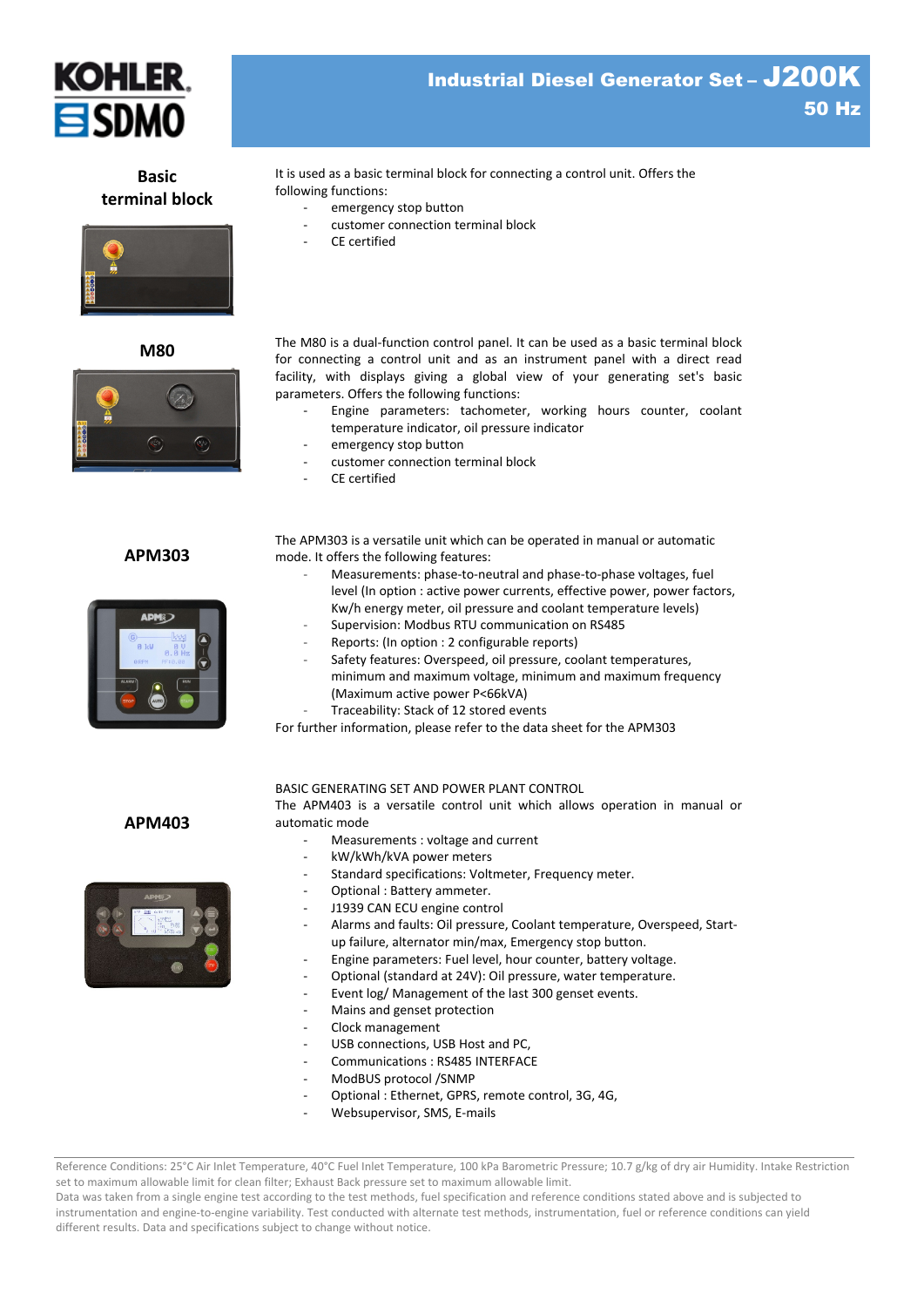## Basic terminal block

It is used as a basic terminal block for connecting a control unit. Offers the following functions:

- emergency stop button
- customer connection terminal block
- CE certified

## M80

The M80 is a dual-function control panel. It can be used as a basic terminal block for connecting a control unit and as an instrument panel with a direct read facility, with displays giving a global view of your generating set's basic parameters. Offers the following functions:

- Engine parameters: tachometer, working hours counter, coolant temperature indicator, oil pressure indicator
- emergency stop button
- customer connection terminal block
- CE certified

## APM303

The APM303 is a versatile unit which can be operated in manual or automatic mode. It offers the following features:

- Measurements: phase-to-neutral and phase-to-phase voltages, fuel level (In option : active power currents, effective power, power factors, Kw/h energy meter, oil pressure and coolant temperature levels)
- Supervision: Modbus RTU communication on RS485
- Reports: (In option : 2 configurable reports)
- Safety features: Overspeed, oil pressure, coolant temperatures, minimum and maximum voltage, minimum and maximum frequency (Maximum active power P<66kVA)
- Traceability: Stack of 12 stored events

For further information, please refer to the data sheet for the APM303

## APM403

BASIC GENERATING SET AND POWER PLANT CONTROL

The APM403 is a versatile control unit which allows operation in manual or automatic mode

- Measurements : voltage and current
- kW/kWh/kVA power meters
- Standard specifications: Voltmeter, Frequency meter.
- Optional : Battery ammeter.
- J1939 CAN ECU engine control
- Alarms and faults: Oil pressure, Coolant temperature, Overspeed, Start-up failure, alternator min/max, Emergency stop button.
- Engine parameters: Fuel level, hour counter, battery voltage.
- Optional (standard at 24V): Oil pressure, water temperature.
- Event log/ Management of the last 300 genset events.
- Mains and genset protection
- Clock management
- USB connections, USB Host and PC,
- Communications : RS485 INTERFACE
- ModBUS protocol /SNMP
- Optional : Ethernet, GPRS, remote control, 3G, 4G,
- Websupervisor, SMS, E-mails

Reference Conditions: 25°C Air Inlet Temperature, 40°C Fuel Inlet Temperature, 100 kPa Barometric Pressure; 10.7 g/kg of dry air Humidity. Intake Restriction set to maximum allowable limit for clean filter; Exhaust Back pressure set to maximum allowable limit.
Data was taken from a single engine test according to the test methods, fuel specification and reference conditions stated above and is subjected to instrumentation and engine-to-engine variability. Test conducted with alternate test methods, instrumentation, fuel or reference conditions can yield different results. Data and specifications subject to change without notice.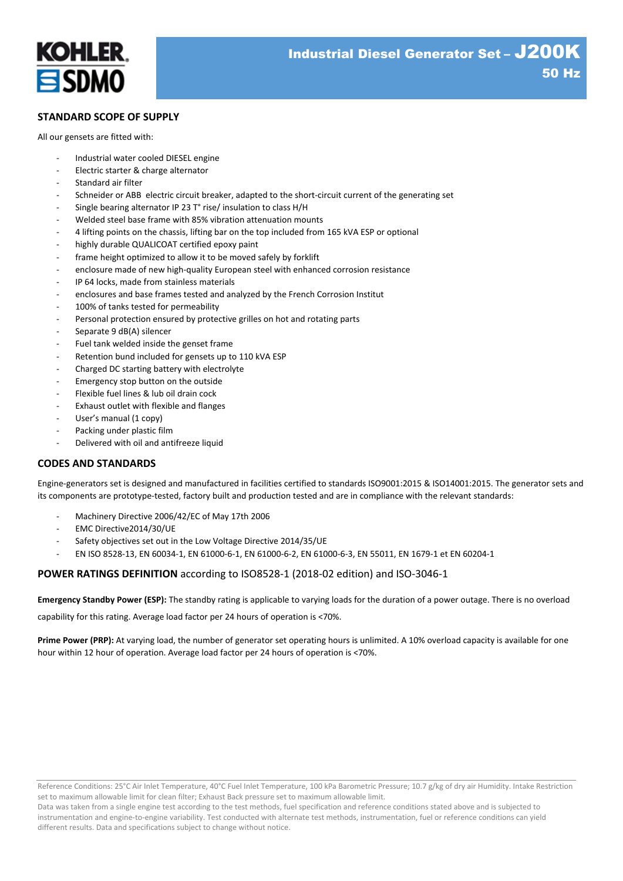KOHLER SDMO

# Industrial Diesel Generator Set – J200K 50 Hz

## STANDARD SCOPE OF SUPPLY

All our gensets are fitted with:

- Industrial water cooled DIESEL engine
- Electric starter & charge alternator
- Standard air filter
- Schneider or ABB electric circuit breaker, adapted to the short-circuit current of the generating set
- Single bearing alternator IP 23 T° rise/ insulation to class H/H
- Welded steel base frame with 85% vibration attenuation mounts
- 4 lifting points on the chassis, lifting bar on the top included from 165 kVA ESP or optional
- highly durable QUALICOAT certified epoxy paint
- frame height optimized to allow it to be moved safely by forklift
- enclosure made of new high-quality European steel with enhanced corrosion resistance
- IP 64 locks, made from stainless materials
- enclosures and base frames tested and analyzed by the French Corrosion Institut
- 100% of tanks tested for permeability
- Personal protection ensured by protective grilles on hot and rotating parts
- Separate 9 dB(A) silencer
- Fuel tank welded inside the genset frame
- Retention bund included for gensets up to 110 kVA ESP
- Charged DC starting battery with electrolyte
- Emergency stop button on the outside
- Flexible fuel lines & lub oil drain cock
- Exhaust outlet with flexible and flanges
- User's manual (1 copy)
- Packing under plastic film
- Delivered with oil and antifreeze liquid

## CODES AND STANDARDS

Engine-generators set is designed and manufactured in facilities certified to standards ISO9001:2015 & ISO14001:2015. The generator sets and its components are prototype-tested, factory built and production tested and are in compliance with the relevant standards:

- Machinery Directive 2006/42/EC of May 17th 2006
- EMC Directive2014/30/UE
- Safety objectives set out in the Low Voltage Directive 2014/35/UE
- EN ISO 8528-13, EN 60034-1, EN 61000-6-1, EN 61000-6-2, EN 61000-6-3, EN 55011, EN 1679-1 et EN 60204-1

## POWER RATINGS DEFINITION according to ISO8528-1 (2018-02 edition) and ISO-3046-1

**Emergency Standby Power (ESP):** The standby rating is applicable to varying loads for the duration of a power outage. There is no overload capability for this rating. Average load factor per 24 hours of operation is <70%.

**Prime Power (PRP):** At varying load, the number of generator set operating hours is unlimited. A 10% overload capacity is available for one hour within 12 hour of operation. Average load factor per 24 hours of operation is <70%.

Reference Conditions: 25°C Air Inlet Temperature, 40°C Fuel Inlet Temperature, 100 kPa Barometric Pressure; 10.7 g/kg of dry air Humidity. Intake Restriction set to maximum allowable limit for clean filter; Exhaust Back pressure set to maximum allowable limit.
Data was taken from a single engine test according to the test methods, fuel specification and reference conditions stated above and is subjected to instrumentation and engine-to-engine variability. Test conducted with alternate test methods, instrumentation, fuel or reference conditions can yield different results. Data and specifications subject to change without notice.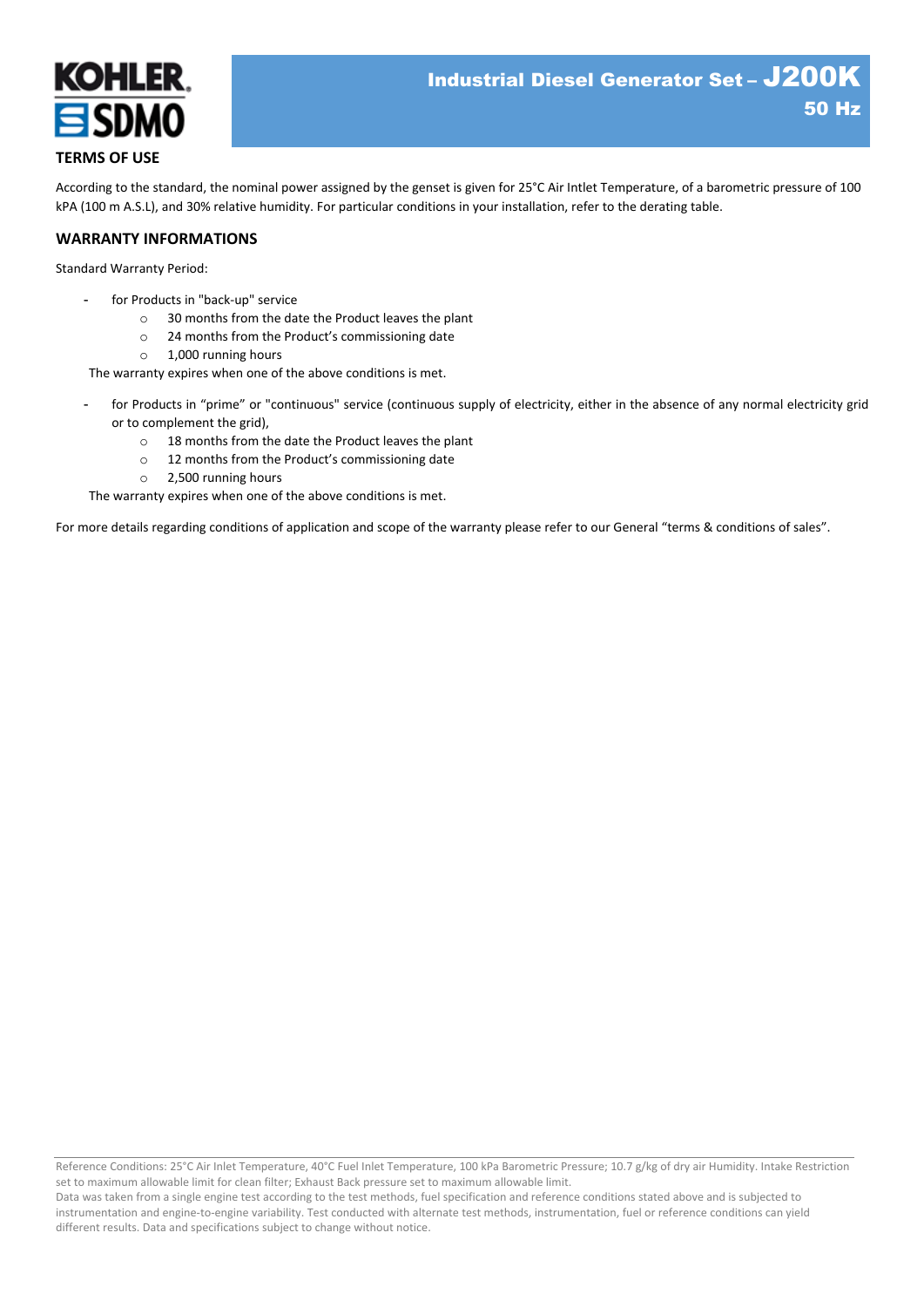## TERMS OF USE

According to the standard, the nominal power assigned by the genset is given for 25°C Air Intlet Temperature, of a barometric pressure of 100 kPA (100 m A.S.L), and 30% relative humidity. For particular conditions in your installation, refer to the derating table.

## WARRANTY INFORMATIONS

Standard Warranty Period:

- for Products in "back-up" service
  - 30 months from the date the Product leaves the plant
  - 24 months from the Product's commissioning date
  - 1,000 running hours

The warranty expires when one of the above conditions is met.

- for Products in "prime" or "continuous" service (continuous supply of electricity, either in the absence of any normal electricity grid or to complement the grid),
  - 18 months from the date the Product leaves the plant
  - 12 months from the Product's commissioning date
  - 2,500 running hours

The warranty expires when one of the above conditions is met.

For more details regarding conditions of application and scope of the warranty please refer to our General "terms & conditions of sales".

Reference Conditions: 25°C Air Inlet Temperature, 40°C Fuel Inlet Temperature, 100 kPa Barometric Pressure; 10.7 g/kg of dry air Humidity. Intake Restriction set to maximum allowable limit for clean filter; Exhaust Back pressure set to maximum allowable limit.
Data was taken from a single engine test according to the test methods, fuel specification and reference conditions stated above and is subjected to instrumentation and engine-to-engine variability. Test conducted with alternate test methods, instrumentation, fuel or reference conditions can yield different results. Data and specifications subject to change without notice.